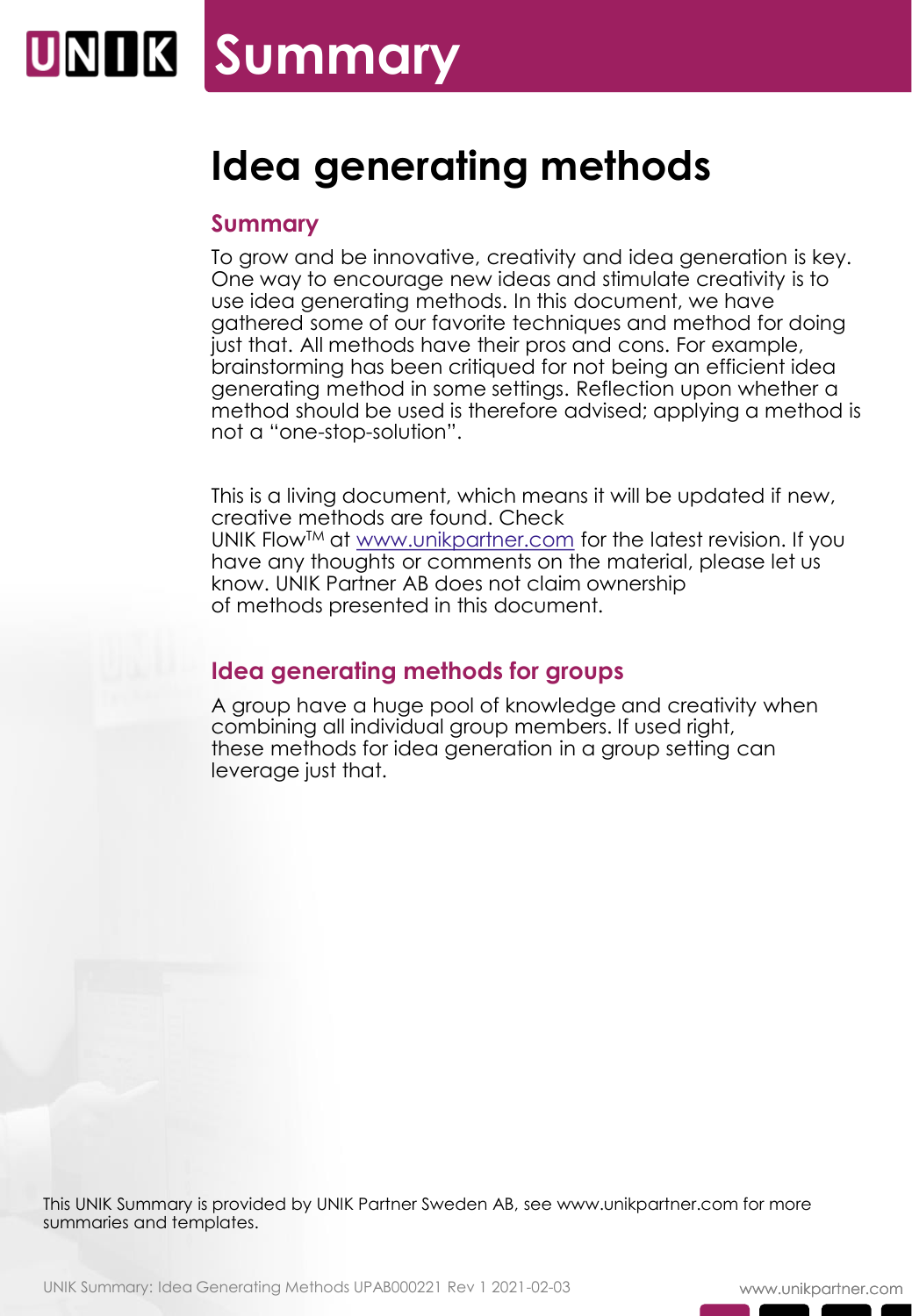# Summary

## Idea generating methods

### Summary

To grow and be innovative, creativity and idea generation is key. One way to encourage new ideas and stimulate creativity is to use idea generating methods. In this document, we have gathered some of our favorite techniques and method for doing just that. All methods have their pros and cons. For example, brainstorming has been critiqued for not being an efficient idea generating method in some settings. Reflection upon whether a method should be used is therefore advised; applying a method is not a "one-stop-solution".

This is a living document, which means it will be updated if new, creative methods are found. Check UNIK Flow™ at www.unikpartner.com for the latest revision. If you have any thoughts or comments on the material, please let us know. UNIK Partner AB does not claim ownership of methods presented in this document.

### Idea generating methods for groups

A group have a huge pool of knowledge and creativity when combining all individual group members. If used right, these methods for idea generation in a group setting can leverage just that.

This UNIK Summary is provided by UNIK Partner Sweden AB, see www.unikpartner.com for more summaries and templates.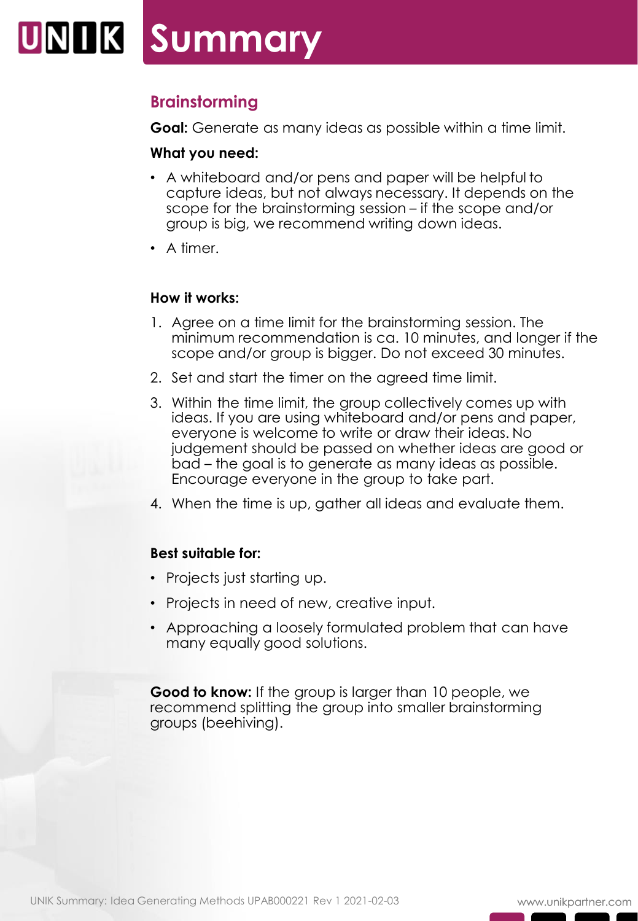# Summary

## Brainstorming

**Goal:** Generate as many ideas as possible within a time limit.

**What you need:**

- A whiteboard and/or pens and paper will be helpful to capture ideas, but not always necessary. It depends on the scope for the brainstorming session – if the scope and/or group is big, we recommend writing down ideas.
- A timer.

**How it works:**

1. Agree on a time limit for the brainstorming session. The minimum recommendation is ca. 10 minutes, and longer if the scope and/or group is bigger. Do not exceed 30 minutes.
2. Set and start the timer on the agreed time limit.
3. Within the time limit, the group collectively comes up with ideas. If you are using whiteboard and/or pens and paper, everyone is welcome to write or draw their ideas. No judgement should be passed on whether ideas are good or bad – the goal is to generate as many ideas as possible. Encourage everyone in the group to take part.
4. When the time is up, gather all ideas and evaluate them.

**Best suitable for:**

- Projects just starting up.
- Projects in need of new, creative input.
- Approaching a loosely formulated problem that can have many equally good solutions.

**Good to know:** If the group is larger than 10 people, we recommend splitting the group into smaller brainstorming groups (beehiving).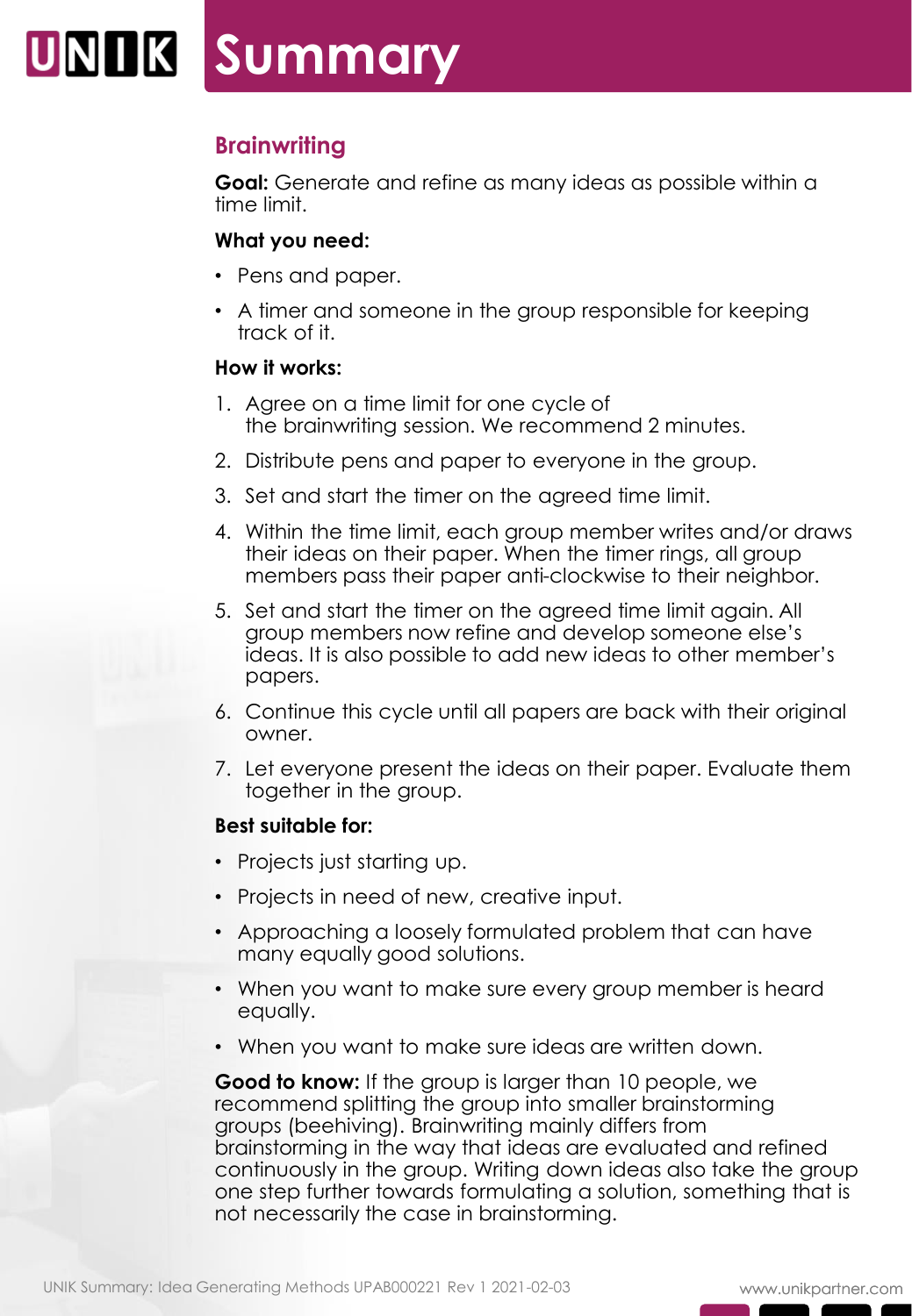# Summary

## Brainwriting

**Goal:** Generate and refine as many ideas as possible within a time limit.

**What you need:**

- Pens and paper.
- A timer and someone in the group responsible for keeping track of it.

**How it works:**

1. Agree on a time limit for one cycle of the brainwriting session. We recommend 2 minutes.
2. Distribute pens and paper to everyone in the group.
3. Set and start the timer on the agreed time limit.
4. Within the time limit, each group member writes and/or draws their ideas on their paper. When the timer rings, all group members pass their paper anti-clockwise to their neighbor.
5. Set and start the timer on the agreed time limit again. All group members now refine and develop someone else's ideas. It is also possible to add new ideas to other member's papers.
6. Continue this cycle until all papers are back with their original owner.
7. Let everyone present the ideas on their paper. Evaluate them together in the group.

**Best suitable for:**

- Projects just starting up.
- Projects in need of new, creative input.
- Approaching a loosely formulated problem that can have many equally good solutions.
- When you want to make sure every group member is heard equally.
- When you want to make sure ideas are written down.

**Good to know:** If the group is larger than 10 people, we recommend splitting the group into smaller brainstorming groups (beehiving). Brainwriting mainly differs from brainstorming in the way that ideas are evaluated and refined continuously in the group. Writing down ideas also take the group one step further towards formulating a solution, something that is not necessarily the case in brainstorming.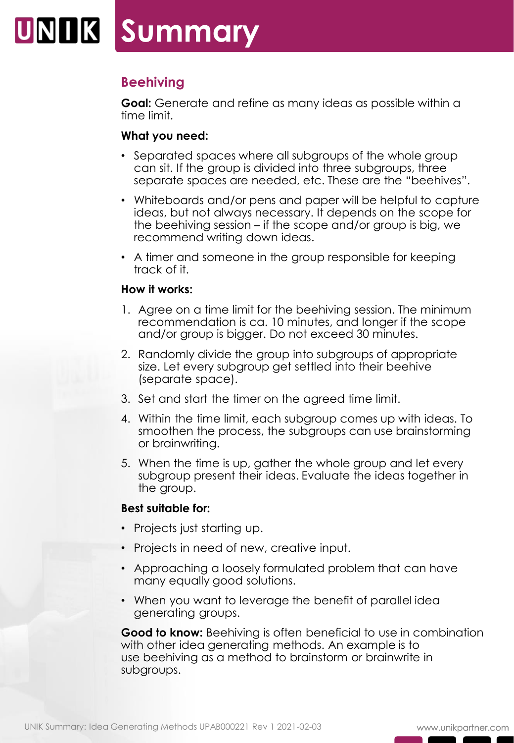# Summary

## Beehiving

**Goal:** Generate and refine as many ideas as possible within a time limit.

**What you need:**

- Separated spaces where all subgroups of the whole group can sit. If the group is divided into three subgroups, three separate spaces are needed, etc. These are the "beehives".
- Whiteboards and/or pens and paper will be helpful to capture ideas, but not always necessary. It depends on the scope for the beehiving session – if the scope and/or group is big, we recommend writing down ideas.
- A timer and someone in the group responsible for keeping track of it.

**How it works:**

1. Agree on a time limit for the beehiving session. The minimum recommendation is ca. 10 minutes, and longer if the scope and/or group is bigger. Do not exceed 30 minutes.
2. Randomly divide the group into subgroups of appropriate size. Let every subgroup get settled into their beehive (separate space).
3. Set and start the timer on the agreed time limit.
4. Within the time limit, each subgroup comes up with ideas. To smoothen the process, the subgroups can use brainstorming or brainwriting.
5. When the time is up, gather the whole group and let every subgroup present their ideas. Evaluate the ideas together in the group.

**Best suitable for:**

- Projects just starting up.
- Projects in need of new, creative input.
- Approaching a loosely formulated problem that can have many equally good solutions.
- When you want to leverage the benefit of parallel idea generating groups.

**Good to know:** Beehiving is often beneficial to use in combination with other idea generating methods. An example is to use beehiving as a method to brainstorm or brainwrite in subgroups.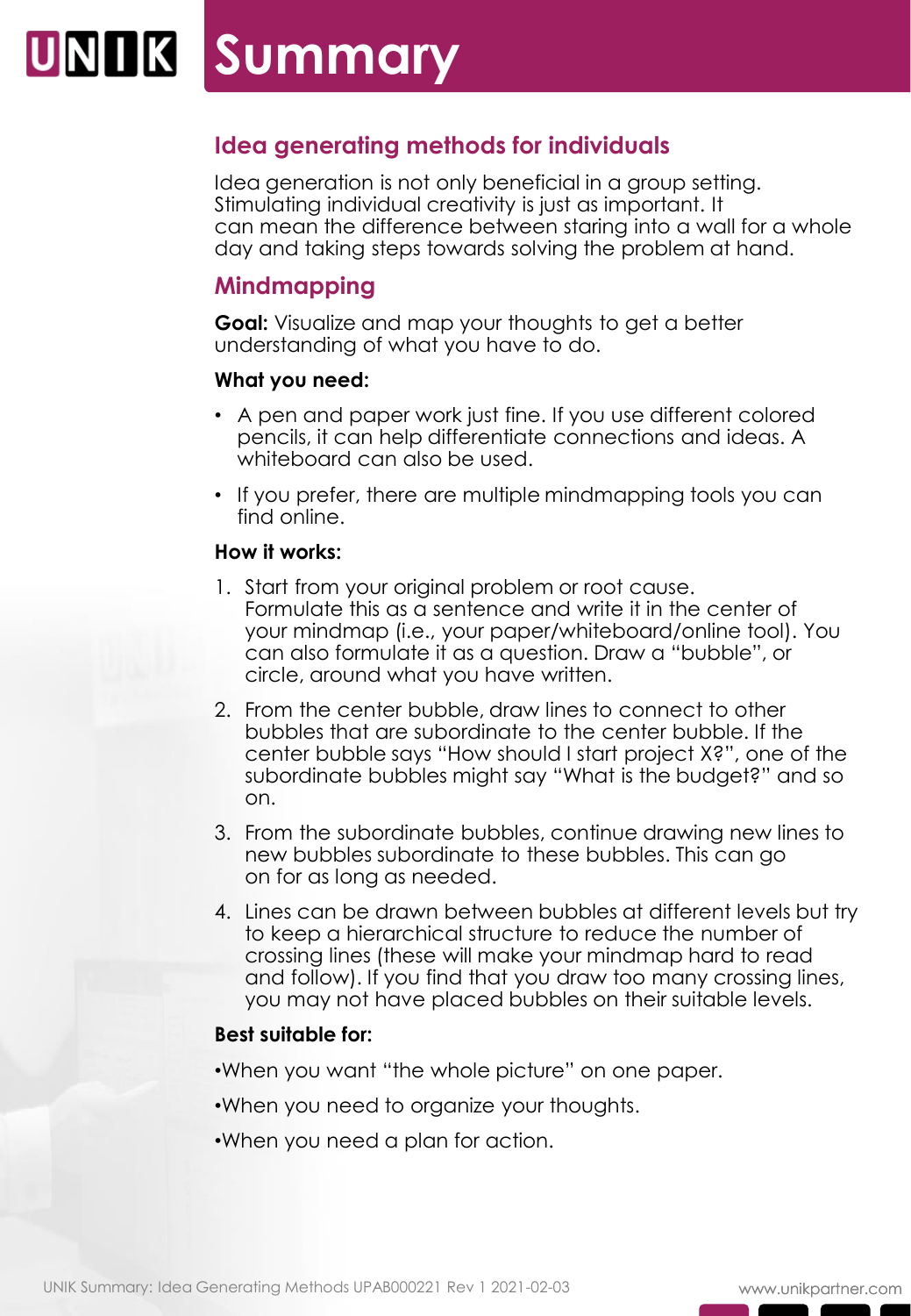# Summary

## Idea generating methods for individuals

Idea generation is not only beneficial in a group setting. Stimulating individual creativity is just as important. It can mean the difference between staring into a wall for a whole day and taking steps towards solving the problem at hand.

## Mindmapping

**Goal:** Visualize and map your thoughts to get a better understanding of what you have to do.

**What you need:**

- A pen and paper work just fine. If you use different colored pencils, it can help differentiate connections and ideas. A whiteboard can also be used.
- If you prefer, there are multiple mindmapping tools you can find online.

**How it works:**

1. Start from your original problem or root cause. Formulate this as a sentence and write it in the center of your mindmap (i.e., your paper/whiteboard/online tool). You can also formulate it as a question. Draw a "bubble", or circle, around what you have written.
2. From the center bubble, draw lines to connect to other bubbles that are subordinate to the center bubble. If the center bubble says "How should I start project X?", one of the subordinate bubbles might say "What is the budget?" and so on.
3. From the subordinate bubbles, continue drawing new lines to new bubbles subordinate to these bubbles. This can go on for as long as needed.
4. Lines can be drawn between bubbles at different levels but try to keep a hierarchical structure to reduce the number of crossing lines (these will make your mindmap hard to read and follow). If you find that you draw too many crossing lines, you may not have placed bubbles on their suitable levels.

**Best suitable for:**

- When you want "the whole picture" on one paper.
- When you need to organize your thoughts.
- When you need a plan for action.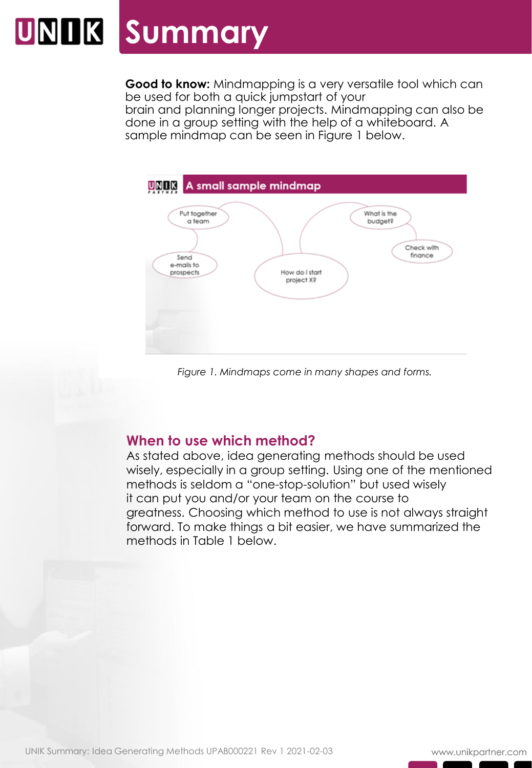# Summary

**Good to know:** Mindmapping is a very versatile tool which can be used for both a quick jumpstart of your brain and planning longer projects. Mindmapping can also be done in a group setting with the help of a whiteboard. A sample mindmap can be seen in Figure 1 below.

A small sample mindmap

Put together a team

Send e-mails to prospects

How do I start project X?

What is the budget?

Check with finance

*Figure 1. Mindmaps come in many shapes and forms.*

## When to use which method?

As stated above, idea generating methods should be used wisely, especially in a group setting. Using one of the mentioned methods is seldom a "one-stop-solution" but used wisely it can put you and/or your team on the course to greatness. Choosing which method to use is not always straight forward. To make things a bit easier, we have summarized the methods in Table 1 below.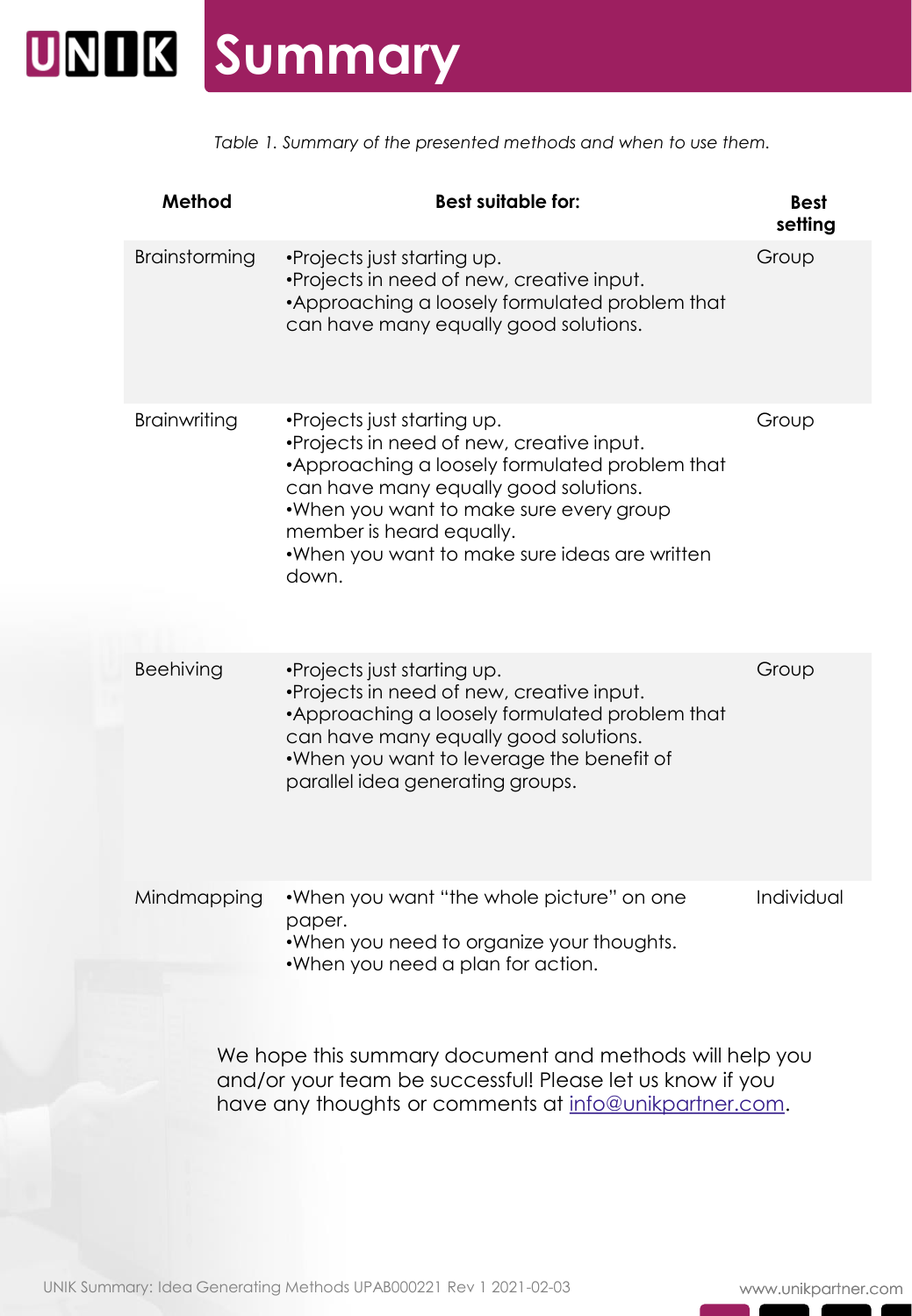# Summary

*Table 1. Summary of the presented methods and when to use them.*

| Method | Best suitable for: | Best setting |
|---|---|---|
| Brainstorming | •Projects just starting up.<br>•Projects in need of new, creative input.<br>•Approaching a loosely formulated problem that can have many equally good solutions. | Group |
| Brainwriting | •Projects just starting up.<br>•Projects in need of new, creative input.<br>•Approaching a loosely formulated problem that can have many equally good solutions.<br>•When you want to make sure every group member is heard equally.<br>•When you want to make sure ideas are written down. | Group |
| Beehiving | •Projects just starting up.<br>•Projects in need of new, creative input.<br>•Approaching a loosely formulated problem that can have many equally good solutions.<br>•When you want to leverage the benefit of parallel idea generating groups. | Group |
| Mindmapping | •When you want "the whole picture" on one paper.<br>•When you need to organize your thoughts.<br>•When you need a plan for action. | Individual |

We hope this summary document and methods will help you and/or your team be successful! Please let us know if you have any thoughts or comments at info@unikpartner.com.